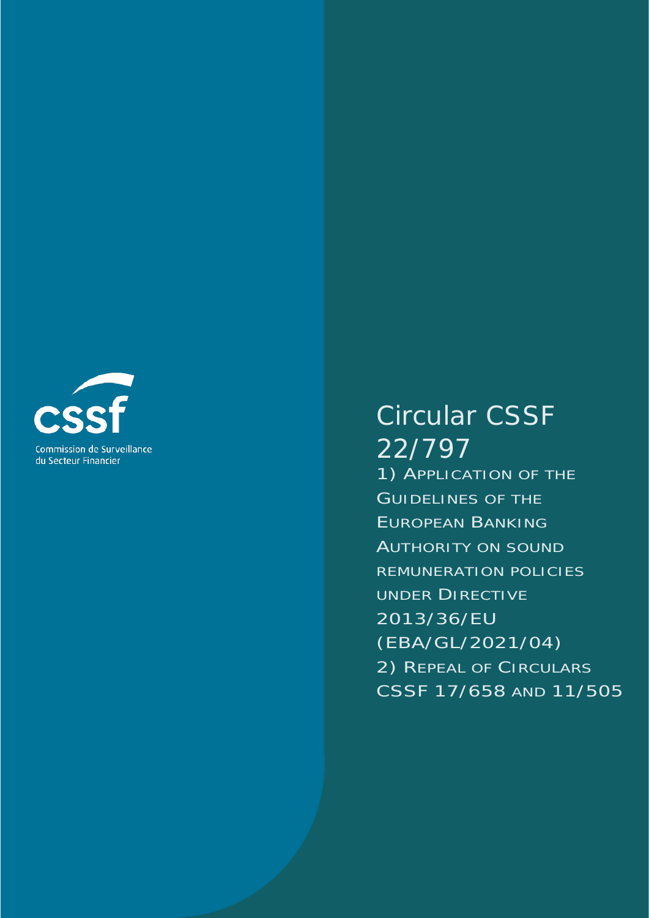Commission de Surveillance du Secteur Financier

# Circular CSSF 22/797

1) Application of the Guidelines of the European Banking Authority on sound remuneration policies under Directive 2013/36/EU (EBA/GL/2021/04)

2) Repeal of Circulars CSSF 17/658 and 11/505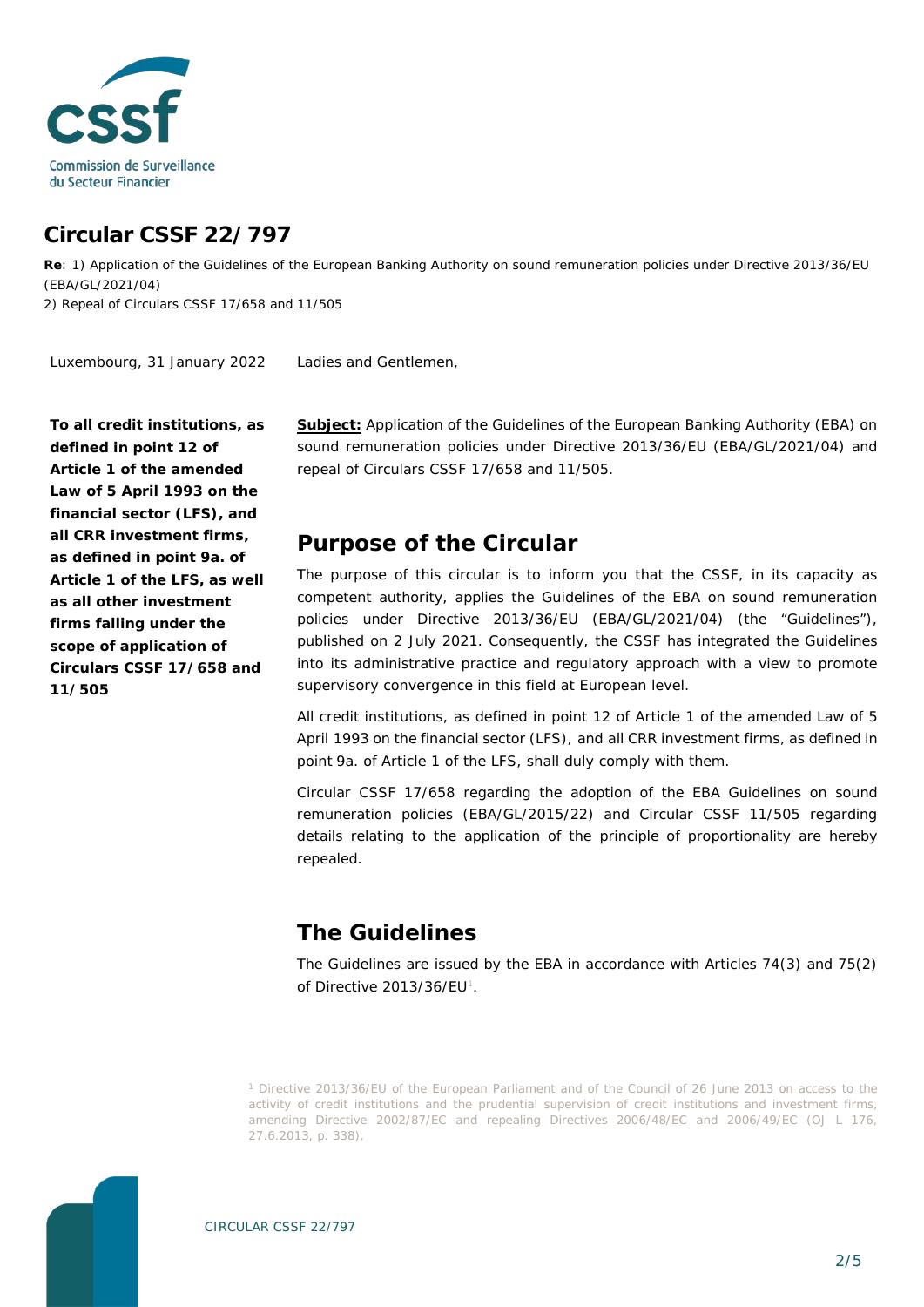# Circular CSSF 22/797

**Re**: 1) Application of the Guidelines of the European Banking Authority on sound remuneration policies under Directive 2013/36/EU (EBA/GL/2021/04)

2) Repeal of Circulars CSSF 17/658 and 11/505

Luxembourg, 31 January 2022

**To all credit institutions, as defined in point 12 of Article 1 of the amended Law of 5 April 1993 on the financial sector (LFS), and all CRR investment firms, as defined in point 9a. of Article 1 of the LFS, as well as all other investment firms falling under the scope of application of Circulars CSSF 17/658 and 11/505**

Ladies and Gentlemen,

**Subject:** Application of the Guidelines of the European Banking Authority (EBA) on sound remuneration policies under Directive 2013/36/EU (EBA/GL/2021/04) and repeal of Circulars CSSF 17/658 and 11/505.

## Purpose of the Circular

The purpose of this circular is to inform you that the CSSF, in its capacity as competent authority, applies the Guidelines of the EBA on sound remuneration policies under Directive 2013/36/EU (EBA/GL/2021/04) (the "Guidelines"), published on 2 July 2021. Consequently, the CSSF has integrated the Guidelines into its administrative practice and regulatory approach with a view to promote supervisory convergence in this field at European level.

All credit institutions, as defined in point 12 of Article 1 of the amended Law of 5 April 1993 on the financial sector (LFS), and all CRR investment firms, as defined in point 9a. of Article 1 of the LFS, shall duly comply with them.

Circular CSSF 17/658 regarding the adoption of the EBA Guidelines on sound remuneration policies (EBA/GL/2015/22) and Circular CSSF 11/505 regarding details relating to the application of the principle of proportionality are hereby repealed.

## The Guidelines

The Guidelines are issued by the EBA in accordance with Articles 74(3) and 75(2) of Directive 2013/36/EU[1].

[1] Directive 2013/36/EU of the European Parliament and of the Council of 26 June 2013 on access to the activity of credit institutions and the prudential supervision of credit institutions and investment firms, amending Directive 2002/87/EC and repealing Directives 2006/48/EC and 2006/49/EC (OJ L 176, 27.6.2013, p. 338).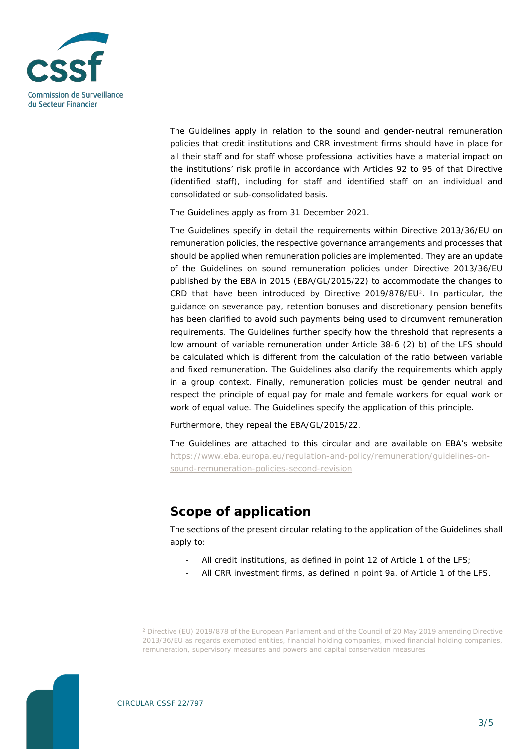The Guidelines apply in relation to the sound and gender-neutral remuneration policies that credit institutions and CRR investment firms should have in place for all their staff and for staff whose professional activities have a material impact on the institutions' risk profile in accordance with Articles 92 to 95 of that Directive (identified staff), including for staff and identified staff on an individual and consolidated or sub-consolidated basis.

The Guidelines apply as from 31 December 2021.

The Guidelines specify in detail the requirements within Directive 2013/36/EU on remuneration policies, the respective governance arrangements and processes that should be applied when remuneration policies are implemented. They are an update of the Guidelines on sound remuneration policies under Directive 2013/36/EU published by the EBA in 2015 (EBA/GL/2015/22) to accommodate the changes to CRD that have been introduced by Directive 2019/878/EU[2]. In particular, the guidance on severance pay, retention bonuses and discretionary pension benefits has been clarified to avoid such payments being used to circumvent remuneration requirements. The Guidelines further specify how the threshold that represents a low amount of variable remuneration under Article 38-6 (2) b) of the LFS should be calculated which is different from the calculation of the ratio between variable and fixed remuneration. The Guidelines also clarify the requirements which apply in a group context. Finally, remuneration policies must be gender neutral and respect the principle of equal pay for male and female workers for equal work or work of equal value. The Guidelines specify the application of this principle.

Furthermore, they repeal the EBA/GL/2015/22.

The Guidelines are attached to this circular and are available on EBA's website https://www.eba.europa.eu/regulation-and-policy/remuneration/guidelines-on-sound-remuneration-policies-second-revision

## Scope of application

The sections of the present circular relating to the application of the Guidelines shall apply to:

- All credit institutions, as defined in point 12 of Article 1 of the LFS;
- All CRR investment firms, as defined in point 9a. of Article 1 of the LFS.

[2] Directive (EU) 2019/878 of the European Parliament and of the Council of 20 May 2019 amending Directive 2013/36/EU as regards exempted entities, financial holding companies, mixed financial holding companies, remuneration, supervisory measures and powers and capital conservation measures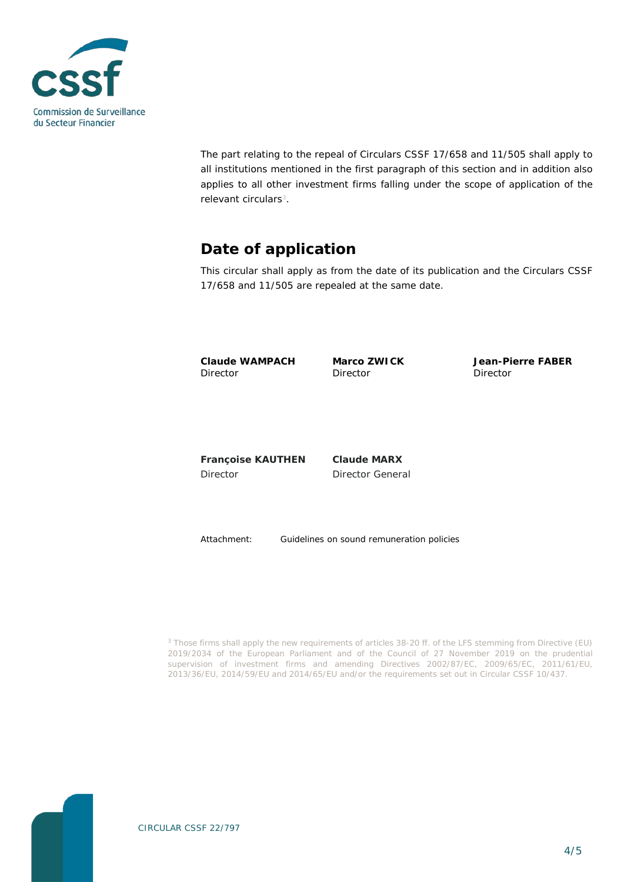The part relating to the repeal of Circulars CSSF 17/658 and 11/505 shall apply to all institutions mentioned in the first paragraph of this section and in addition also applies to all other investment firms falling under the scope of application of the relevant circulars[3].

## Date of application

This circular shall apply as from the date of its publication and the Circulars CSSF 17/658 and 11/505 are repealed at the same date.

| **Claude WAMPACH** Director | **Marco ZWICK** Director | **Jean-Pierre FABER** Director |
|---|---|---|
| **Françoise KAUTHEN** Director | **Claude MARX** Director General | |

Attachment: Guidelines on sound remuneration policies

[3] Those firms shall apply the new requirements of articles 38-20 ff. of the LFS stemming from Directive (EU) 2019/2034 of the European Parliament and of the Council of 27 November 2019 on the prudential supervision of investment firms and amending Directives 2002/87/EC, 2009/65/EC, 2011/61/EU, 2013/36/EU, 2014/59/EU and 2014/65/EU and/or the requirements set out in Circular CSSF 10/437.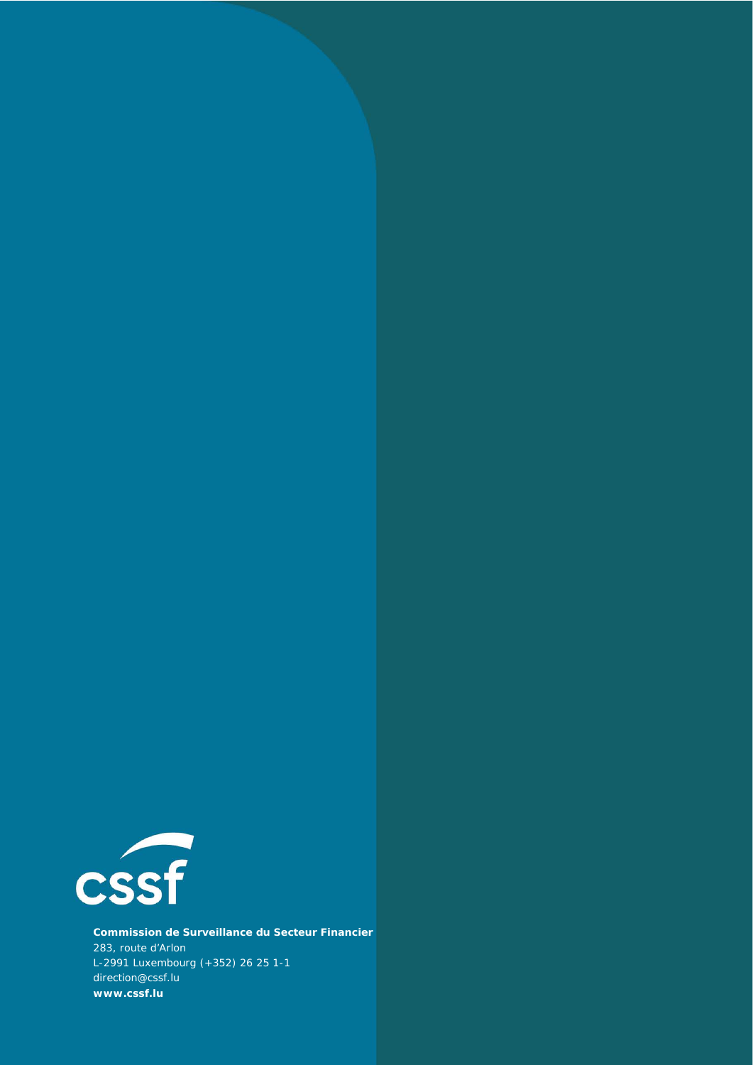cssf

**Commission de Surveillance du Secteur Financier**
283, route d'Arlon
L-2991 Luxembourg (+352) 26 25 1-1
direction@cssf.lu
**www.cssf.lu**